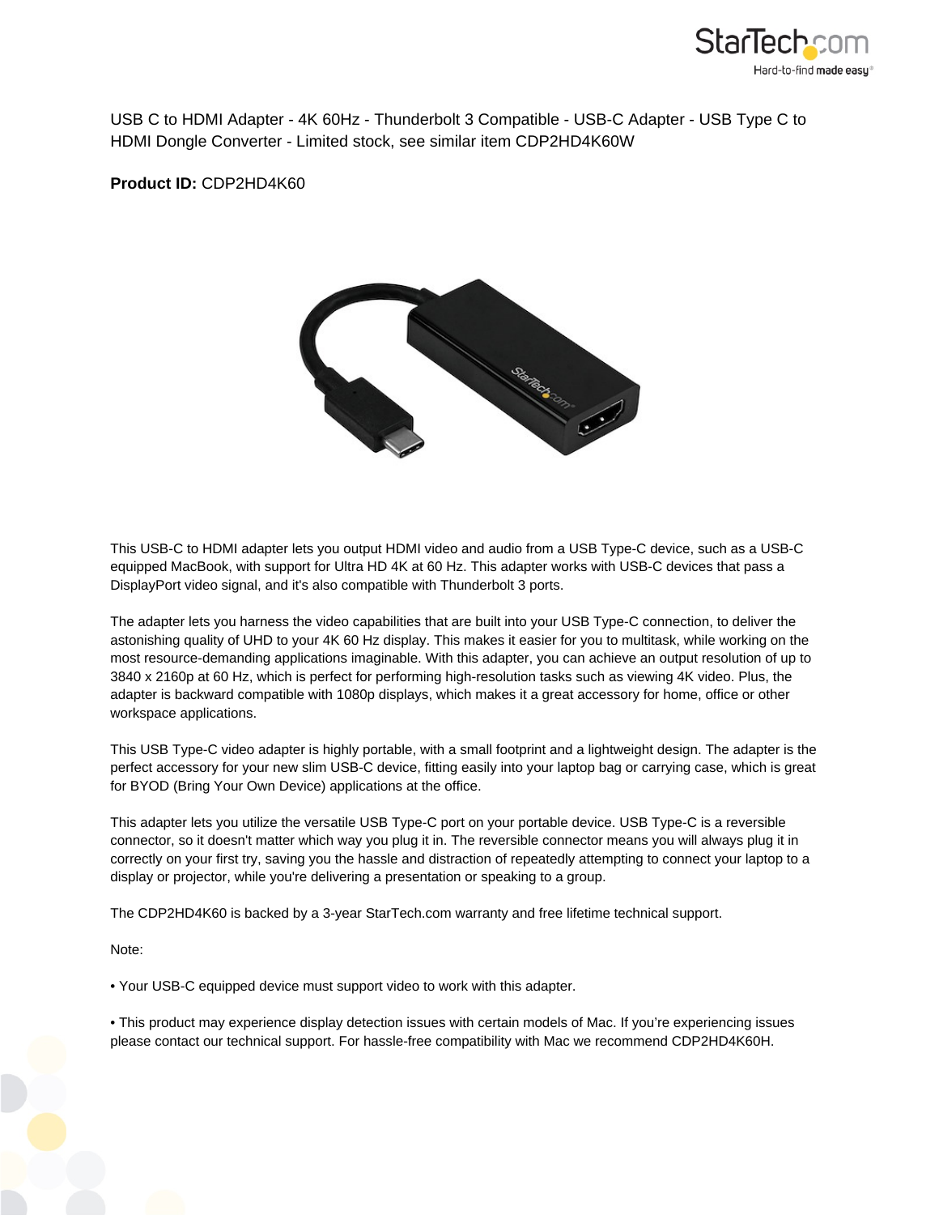USB C to HDMI Adapter - 4K 60Hz - Thunderbolt 3 Compatible - USB-C Adapter - USB Type C to HDMI Dongle Converter - Limited stock, see similar item CDP2HD4K60W

**Product ID:** CDP2HD4K60

This USB-C to HDMI adapter lets you output HDMI video and audio from a USB Type-C device, such as a USB-C equipped MacBook, with support for Ultra HD 4K at 60 Hz. This adapter works with USB-C devices that pass a DisplayPort video signal, and it's also compatible with Thunderbolt 3 ports.

The adapter lets you harness the video capabilities that are built into your USB Type-C connection, to deliver the astonishing quality of UHD to your 4K 60 Hz display. This makes it easier for you to multitask, while working on the most resource-demanding applications imaginable. With this adapter, you can achieve an output resolution of up to 3840 x 2160p at 60 Hz, which is perfect for performing high-resolution tasks such as viewing 4K video. Plus, the adapter is backward compatible with 1080p displays, which makes it a great accessory for home, office or other workspace applications.

This USB Type-C video adapter is highly portable, with a small footprint and a lightweight design. The adapter is the perfect accessory for your new slim USB-C device, fitting easily into your laptop bag or carrying case, which is great for BYOD (Bring Your Own Device) applications at the office.

This adapter lets you utilize the versatile USB Type-C port on your portable device. USB Type-C is a reversible connector, so it doesn't matter which way you plug it in. The reversible connector means you will always plug it in correctly on your first try, saving you the hassle and distraction of repeatedly attempting to connect your laptop to a display or projector, while you're delivering a presentation or speaking to a group.

The CDP2HD4K60 is backed by a 3-year StarTech.com warranty and free lifetime technical support.

Note:

• Your USB-C equipped device must support video to work with this adapter.

• This product may experience display detection issues with certain models of Mac. If you're experiencing issues please contact our technical support. For hassle-free compatibility with Mac we recommend CDP2HD4K60H.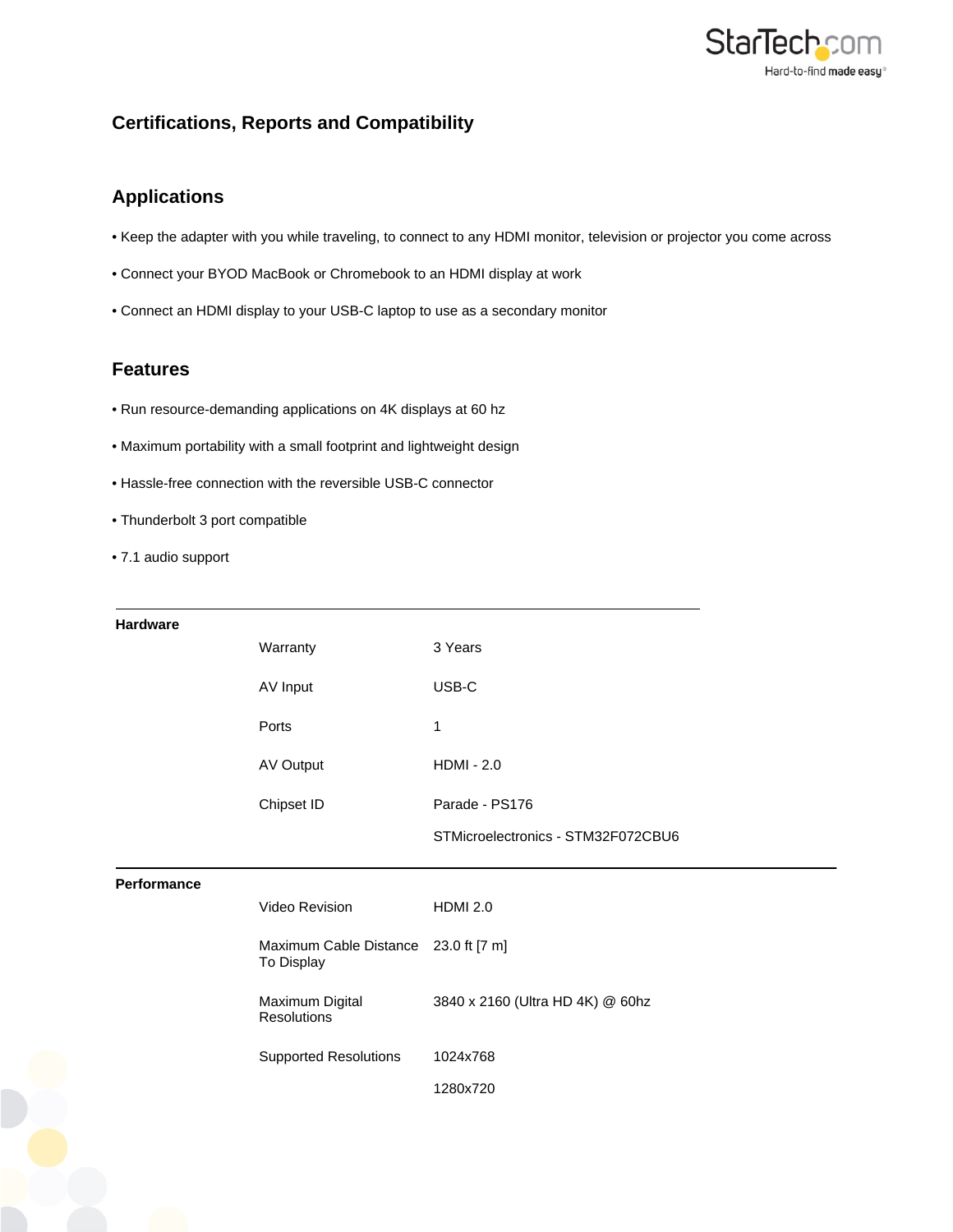## Certifications, Reports and Compatibility

## Applications

- Keep the adapter with you while traveling, to connect to any HDMI monitor, television or projector you come across
- Connect your BYOD MacBook or Chromebook to an HDMI display at work
- Connect an HDMI display to your USB-C laptop to use as a secondary monitor

## Features

- Run resource-demanding applications on 4K displays at 60 hz
- Maximum portability with a small footprint and lightweight design
- Hassle-free connection with the reversible USB-C connector
- Thunderbolt 3 port compatible
- 7.1 audio support

| | | |
|---|---|---|
| **Hardware** | Warranty | 3 Years |
| | AV Input | USB-C |
| | Ports | 1 |
| | AV Output | HDMI - 2.0 |
| | Chipset ID | Parade - PS176<br>STMicroelectronics - STM32F072CBU6 |
| **Performance** | Video Revision | HDMI 2.0 |
| | Maximum Cable Distance To Display | 23.0 ft [7 m] |
| | Maximum Digital Resolutions | 3840 x 2160 (Ultra HD 4K) @ 60hz |
| | Supported Resolutions | 1024x768<br>1280x720 |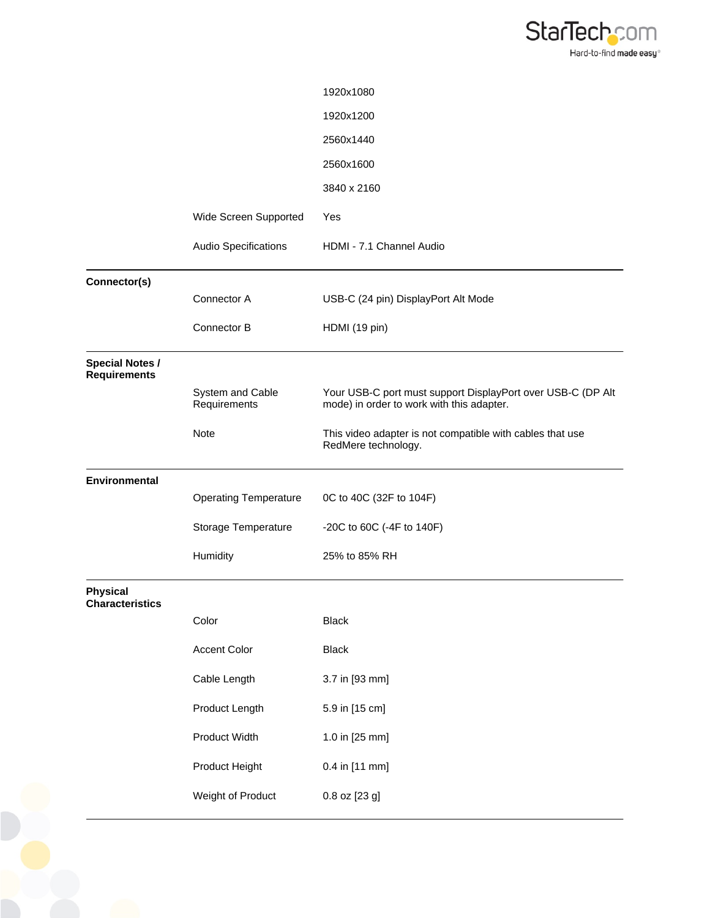| | | |
|---|---|---|
| | | 1920x1080 |
| | | 1920x1200 |
| | | 2560x1440 |
| | | 2560x1600 |
| | | 3840 x 2160 |
| | Wide Screen Supported | Yes |
| | Audio Specifications | HDMI - 7.1 Channel Audio |
| **Connector(s)** | | |
| | Connector A | USB-C (24 pin) DisplayPort Alt Mode |
| | Connector B | HDMI (19 pin) |
| **Special Notes / Requirements** | | |
| | System and Cable Requirements | Your USB-C port must support DisplayPort over USB-C (DP Alt mode) in order to work with this adapter. |
| | Note | This video adapter is not compatible with cables that use RedMere technology. |
| **Environmental** | | |
| | Operating Temperature | 0C to 40C (32F to 104F) |
| | Storage Temperature | -20C to 60C (-4F to 140F) |
| | Humidity | 25% to 85% RH |
| **Physical Characteristics** | | |
| | Color | Black |
| | Accent Color | Black |
| | Cable Length | 3.7 in [93 mm] |
| | Product Length | 5.9 in [15 cm] |
| | Product Width | 1.0 in [25 mm] |
| | Product Height | 0.4 in [11 mm] |
| | Weight of Product | 0.8 oz [23 g] |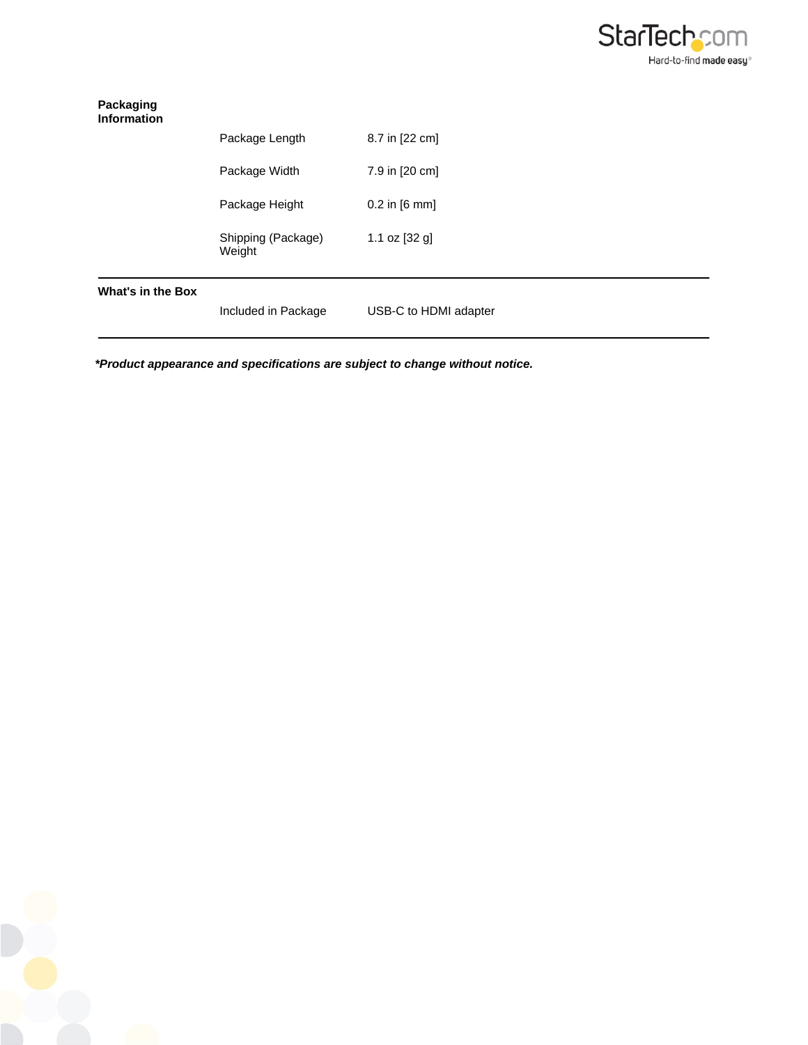| | | |
|---|---|---|
| **Packaging Information** | | |
| | Package Length | 8.7 in [22 cm] |
| | Package Width | 7.9 in [20 cm] |
| | Package Height | 0.2 in [6 mm] |
| | Shipping (Package) Weight | 1.1 oz [32 g] |
| **What's in the Box** | | |
| | Included in Package | USB-C to HDMI adapter |

***Product appearance and specifications are subject to change without notice.***